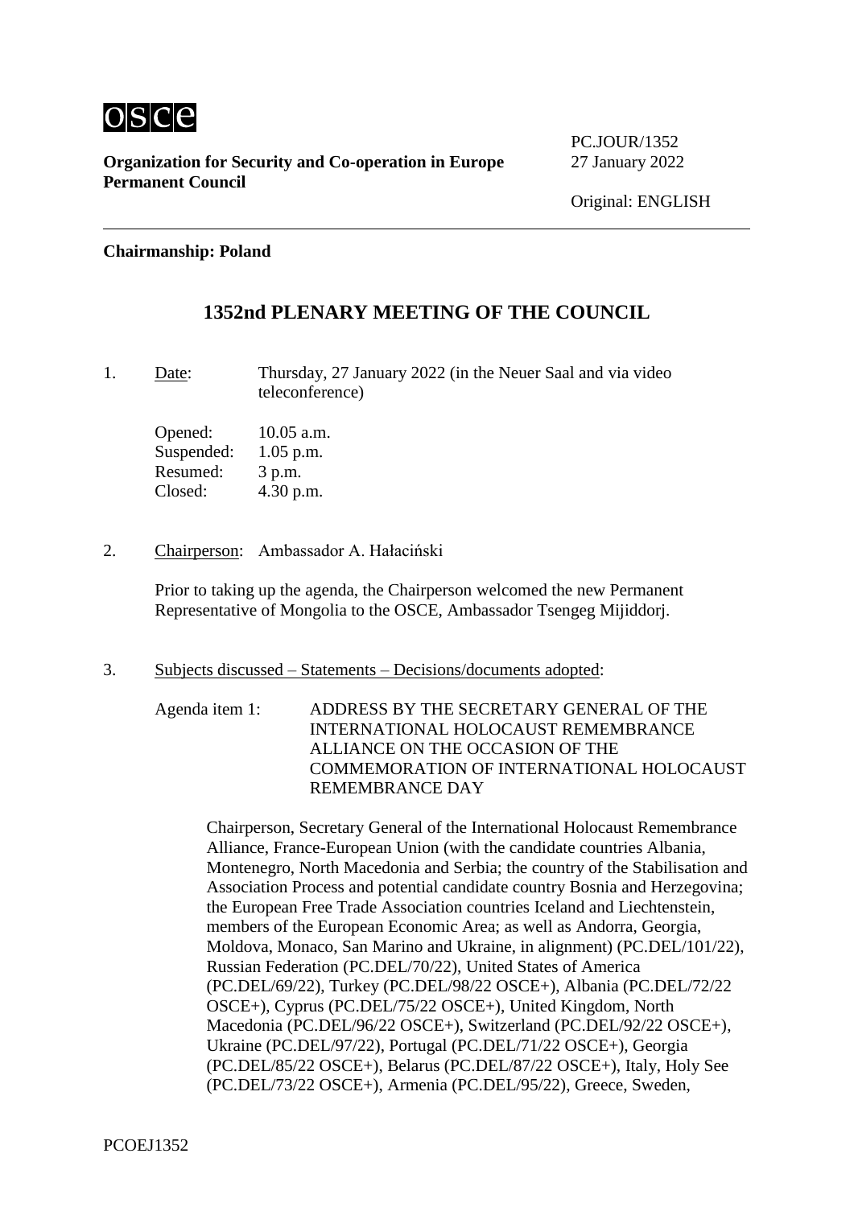osce

**Organization for Security and Co-operation in Europe**
**Permanent Council**

PC.JOUR/1352
27 January 2022

Original: ENGLISH

**Chairmanship: Poland**

## 1352nd PLENARY MEETING OF THE COUNCIL

1. Date: Thursday, 27 January 2022 (in the Neuer Saal and via video teleconference)

   Opened: 10.05 a.m.
   Suspended: 1.05 p.m.
   Resumed: 3 p.m.
   Closed: 4.30 p.m.

2. Chairperson: Ambassador A. Hałaciński

   Prior to taking up the agenda, the Chairperson welcomed the new Permanent Representative of Mongolia to the OSCE, Ambassador Tsengeg Mijiddorj.

3. Subjects discussed – Statements – Decisions/documents adopted:

   Agenda item 1: ADDRESS BY THE SECRETARY GENERAL OF THE INTERNATIONAL HOLOCAUST REMEMBRANCE ALLIANCE ON THE OCCASION OF THE COMMEMORATION OF INTERNATIONAL HOLOCAUST REMEMBRANCE DAY

   Chairperson, Secretary General of the International Holocaust Remembrance Alliance, France-European Union (with the candidate countries Albania, Montenegro, North Macedonia and Serbia; the country of the Stabilisation and Association Process and potential candidate country Bosnia and Herzegovina; the European Free Trade Association countries Iceland and Liechtenstein, members of the European Economic Area; as well as Andorra, Georgia, Moldova, Monaco, San Marino and Ukraine, in alignment) (PC.DEL/101/22), Russian Federation (PC.DEL/70/22), United States of America (PC.DEL/69/22), Turkey (PC.DEL/98/22 OSCE+), Albania (PC.DEL/72/22 OSCE+), Cyprus (PC.DEL/75/22 OSCE+), United Kingdom, North Macedonia (PC.DEL/96/22 OSCE+), Switzerland (PC.DEL/92/22 OSCE+), Ukraine (PC.DEL/97/22), Portugal (PC.DEL/71/22 OSCE+), Georgia (PC.DEL/85/22 OSCE+), Belarus (PC.DEL/87/22 OSCE+), Italy, Holy See (PC.DEL/73/22 OSCE+), Armenia (PC.DEL/95/22), Greece, Sweden,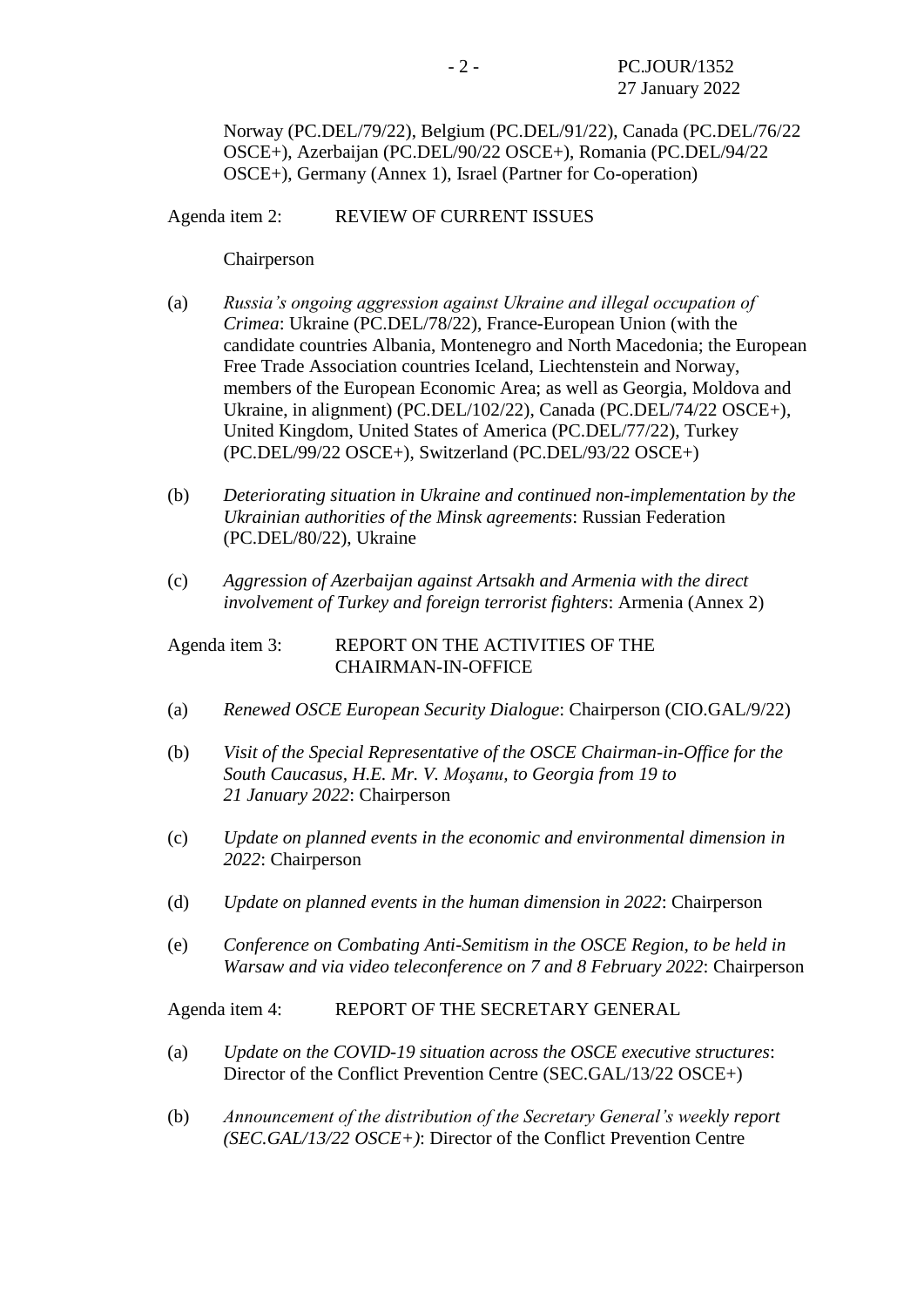Norway (PC.DEL/79/22), Belgium (PC.DEL/91/22), Canada (PC.DEL/76/22 OSCE+), Azerbaijan (PC.DEL/90/22 OSCE+), Romania (PC.DEL/94/22 OSCE+), Germany (Annex 1), Israel (Partner for Co-operation)

Agenda item 2: REVIEW OF CURRENT ISSUES

Chairperson

(a) *Russia's ongoing aggression against Ukraine and illegal occupation of Crimea*: Ukraine (PC.DEL/78/22), France-European Union (with the candidate countries Albania, Montenegro and North Macedonia; the European Free Trade Association countries Iceland, Liechtenstein and Norway, members of the European Economic Area; as well as Georgia, Moldova and Ukraine, in alignment) (PC.DEL/102/22), Canada (PC.DEL/74/22 OSCE+), United Kingdom, United States of America (PC.DEL/77/22), Turkey (PC.DEL/99/22 OSCE+), Switzerland (PC.DEL/93/22 OSCE+)

(b) *Deteriorating situation in Ukraine and continued non-implementation by the Ukrainian authorities of the Minsk agreements*: Russian Federation (PC.DEL/80/22), Ukraine

(c) *Aggression of Azerbaijan against Artsakh and Armenia with the direct involvement of Turkey and foreign terrorist fighters*: Armenia (Annex 2)

Agenda item 3: REPORT ON THE ACTIVITIES OF THE CHAIRMAN-IN-OFFICE

(a) *Renewed OSCE European Security Dialogue*: Chairperson (CIO.GAL/9/22)

(b) *Visit of the Special Representative of the OSCE Chairman-in-Office for the South Caucasus, H.E. Mr. V. Moşanu, to Georgia from 19 to 21 January 2022*: Chairperson

(c) *Update on planned events in the economic and environmental dimension in 2022*: Chairperson

(d) *Update on planned events in the human dimension in 2022*: Chairperson

(e) *Conference on Combating Anti-Semitism in the OSCE Region, to be held in Warsaw and via video teleconference on 7 and 8 February 2022*: Chairperson

Agenda item 4: REPORT OF THE SECRETARY GENERAL

(a) *Update on the COVID-19 situation across the OSCE executive structures*: Director of the Conflict Prevention Centre (SEC.GAL/13/22 OSCE+)

(b) *Announcement of the distribution of the Secretary General's weekly report (SEC.GAL/13/22 OSCE+)*: Director of the Conflict Prevention Centre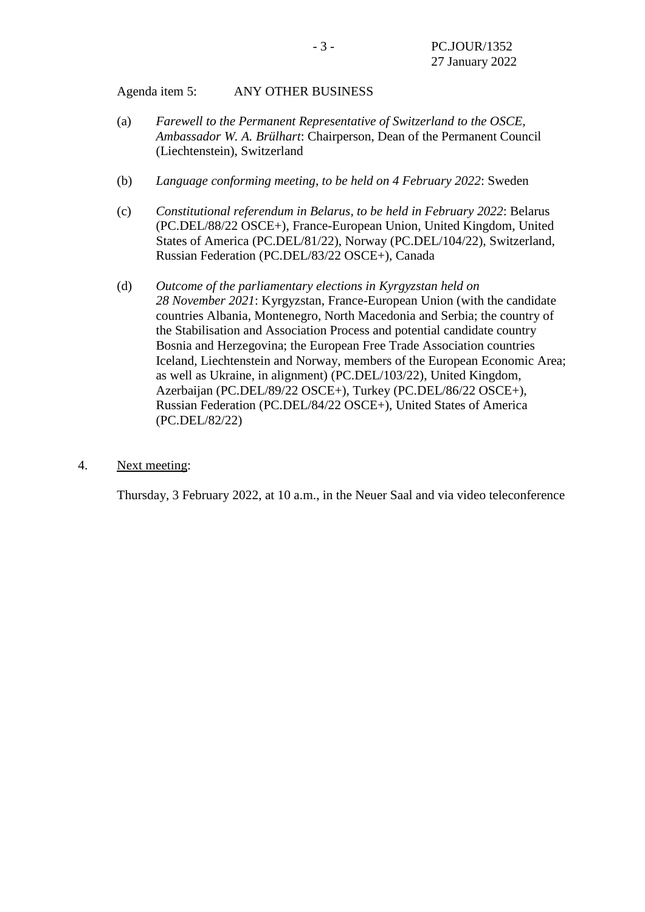Agenda item 5: ANY OTHER BUSINESS

(a) *Farewell to the Permanent Representative of Switzerland to the OSCE, Ambassador W. A. Brülhart*: Chairperson, Dean of the Permanent Council (Liechtenstein), Switzerland

(b) *Language conforming meeting, to be held on 4 February 2022*: Sweden

(c) *Constitutional referendum in Belarus, to be held in February 2022*: Belarus (PC.DEL/88/22 OSCE+), France-European Union, United Kingdom, United States of America (PC.DEL/81/22), Norway (PC.DEL/104/22), Switzerland, Russian Federation (PC.DEL/83/22 OSCE+), Canada

(d) *Outcome of the parliamentary elections in Kyrgyzstan held on 28 November 2021*: Kyrgyzstan, France-European Union (with the candidate countries Albania, Montenegro, North Macedonia and Serbia; the country of the Stabilisation and Association Process and potential candidate country Bosnia and Herzegovina; the European Free Trade Association countries Iceland, Liechtenstein and Norway, members of the European Economic Area; as well as Ukraine, in alignment) (PC.DEL/103/22), United Kingdom, Azerbaijan (PC.DEL/89/22 OSCE+), Turkey (PC.DEL/86/22 OSCE+), Russian Federation (PC.DEL/84/22 OSCE+), United States of America (PC.DEL/82/22)

4. Next meeting:

Thursday, 3 February 2022, at 10 a.m., in the Neuer Saal and via video teleconference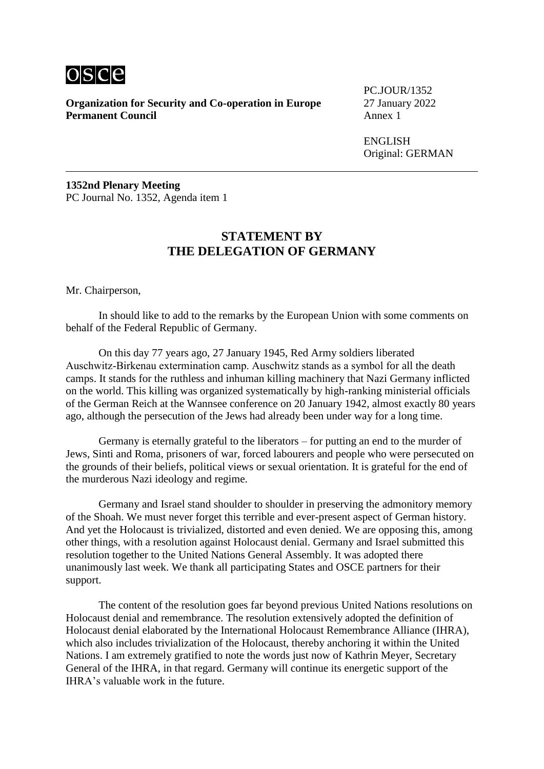**Organization for Security and Co-operation in Europe**
**Permanent Council**

PC.JOUR/1352
27 January 2022
Annex 1

ENGLISH
Original: GERMAN

**1352nd Plenary Meeting**
PC Journal No. 1352, Agenda item 1

## STATEMENT BY THE DELEGATION OF GERMANY

Mr. Chairperson,

In should like to add to the remarks by the European Union with some comments on behalf of the Federal Republic of Germany.

On this day 77 years ago, 27 January 1945, Red Army soldiers liberated Auschwitz-Birkenau extermination camp. Auschwitz stands as a symbol for all the death camps. It stands for the ruthless and inhuman killing machinery that Nazi Germany inflicted on the world. This killing was organized systematically by high-ranking ministerial officials of the German Reich at the Wannsee conference on 20 January 1942, almost exactly 80 years ago, although the persecution of the Jews had already been under way for a long time.

Germany is eternally grateful to the liberators – for putting an end to the murder of Jews, Sinti and Roma, prisoners of war, forced labourers and people who were persecuted on the grounds of their beliefs, political views or sexual orientation. It is grateful for the end of the murderous Nazi ideology and regime.

Germany and Israel stand shoulder to shoulder in preserving the admonitory memory of the Shoah. We must never forget this terrible and ever-present aspect of German history. And yet the Holocaust is trivialized, distorted and even denied. We are opposing this, among other things, with a resolution against Holocaust denial. Germany and Israel submitted this resolution together to the United Nations General Assembly. It was adopted there unanimously last week. We thank all participating States and OSCE partners for their support.

The content of the resolution goes far beyond previous United Nations resolutions on Holocaust denial and remembrance. The resolution extensively adopted the definition of Holocaust denial elaborated by the International Holocaust Remembrance Alliance (IHRA), which also includes trivialization of the Holocaust, thereby anchoring it within the United Nations. I am extremely gratified to note the words just now of Kathrin Meyer, Secretary General of the IHRA, in that regard. Germany will continue its energetic support of the IHRA's valuable work in the future.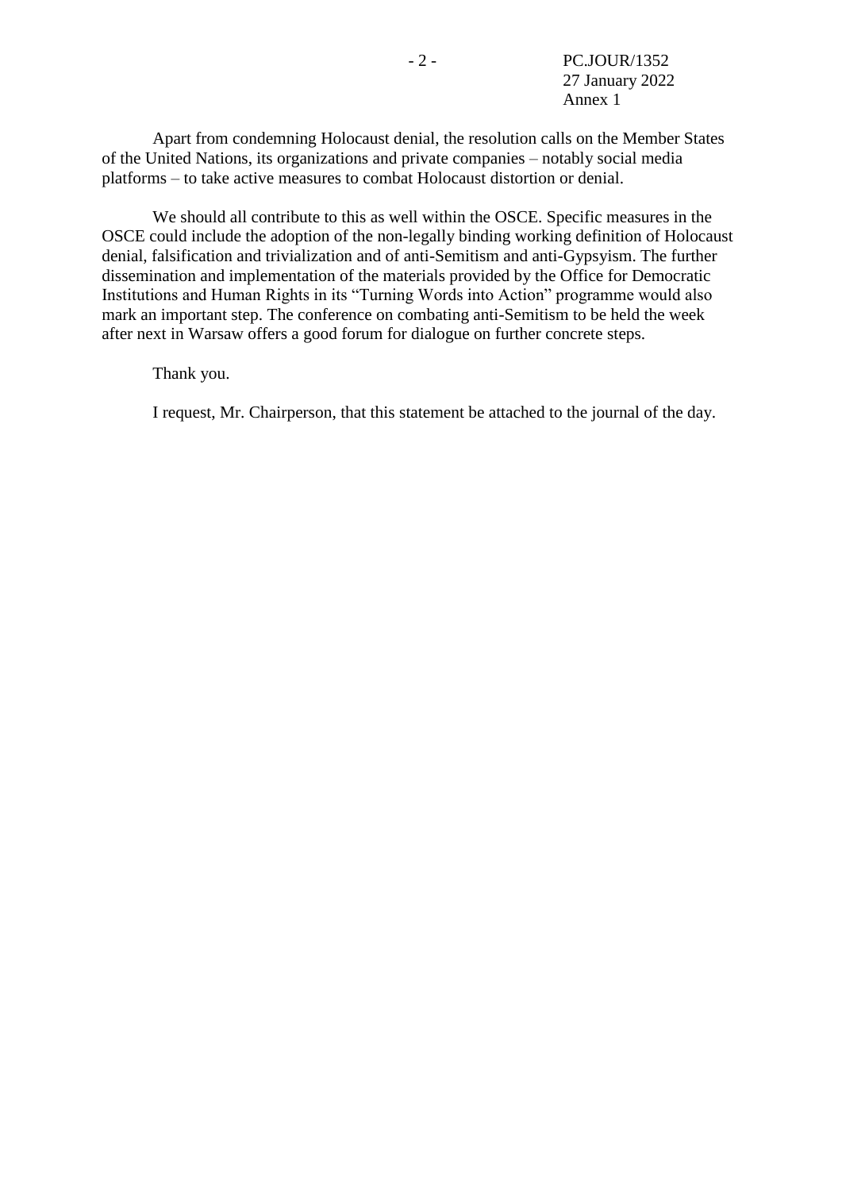Apart from condemning Holocaust denial, the resolution calls on the Member States of the United Nations, its organizations and private companies – notably social media platforms – to take active measures to combat Holocaust distortion or denial.

We should all contribute to this as well within the OSCE. Specific measures in the OSCE could include the adoption of the non-legally binding working definition of Holocaust denial, falsification and trivialization and of anti-Semitism and anti-Gypsyism. The further dissemination and implementation of the materials provided by the Office for Democratic Institutions and Human Rights in its "Turning Words into Action" programme would also mark an important step. The conference on combating anti-Semitism to be held the week after next in Warsaw offers a good forum for dialogue on further concrete steps.

Thank you.

I request, Mr. Chairperson, that this statement be attached to the journal of the day.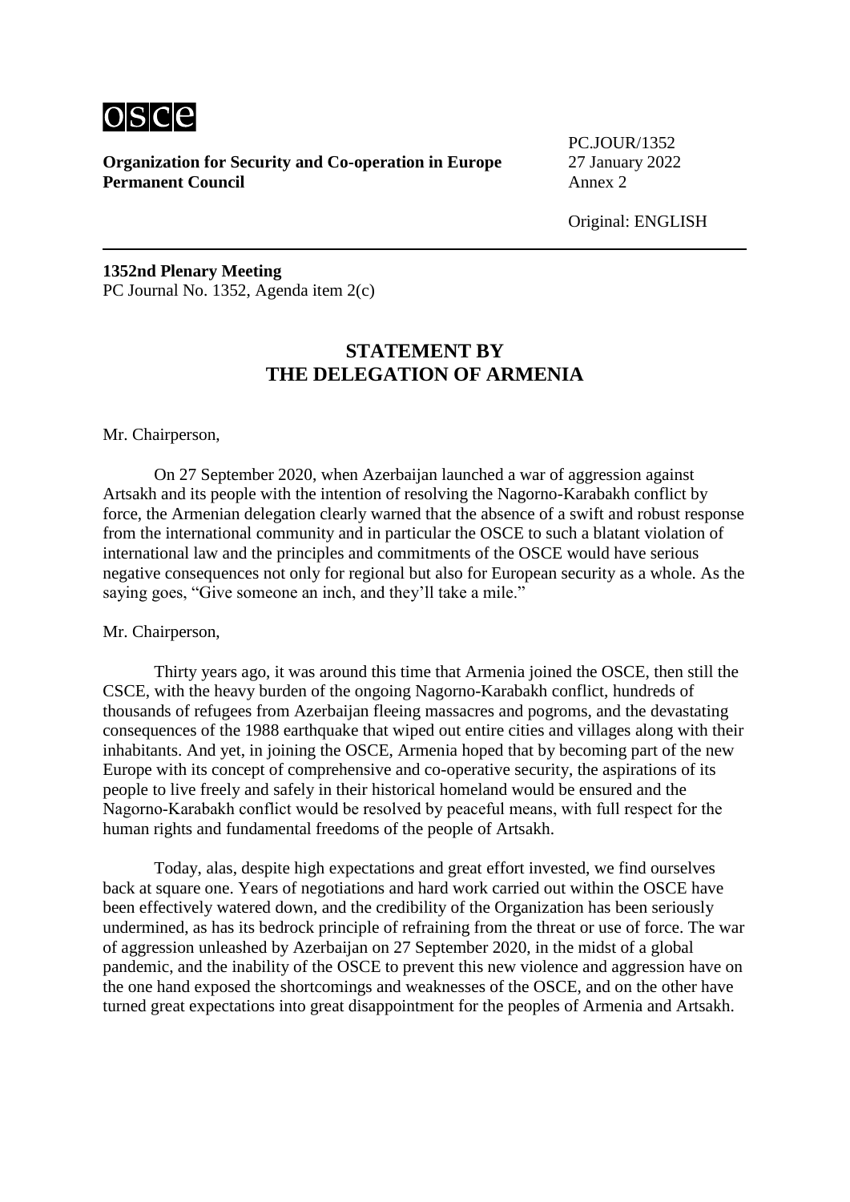**Organization for Security and Co-operation in Europe**
**Permanent Council**

PC.JOUR/1352
27 January 2022
Annex 2

Original: ENGLISH

**1352nd Plenary Meeting**
PC Journal No. 1352, Agenda item 2(c)

## STATEMENT BY THE DELEGATION OF ARMENIA

Mr. Chairperson,

On 27 September 2020, when Azerbaijan launched a war of aggression against Artsakh and its people with the intention of resolving the Nagorno-Karabakh conflict by force, the Armenian delegation clearly warned that the absence of a swift and robust response from the international community and in particular the OSCE to such a blatant violation of international law and the principles and commitments of the OSCE would have serious negative consequences not only for regional but also for European security as a whole. As the saying goes, "Give someone an inch, and they'll take a mile."

Mr. Chairperson,

Thirty years ago, it was around this time that Armenia joined the OSCE, then still the CSCE, with the heavy burden of the ongoing Nagorno-Karabakh conflict, hundreds of thousands of refugees from Azerbaijan fleeing massacres and pogroms, and the devastating consequences of the 1988 earthquake that wiped out entire cities and villages along with their inhabitants. And yet, in joining the OSCE, Armenia hoped that by becoming part of the new Europe with its concept of comprehensive and co-operative security, the aspirations of its people to live freely and safely in their historical homeland would be ensured and the Nagorno-Karabakh conflict would be resolved by peaceful means, with full respect for the human rights and fundamental freedoms of the people of Artsakh.

Today, alas, despite high expectations and great effort invested, we find ourselves back at square one. Years of negotiations and hard work carried out within the OSCE have been effectively watered down, and the credibility of the Organization has been seriously undermined, as has its bedrock principle of refraining from the threat or use of force. The war of aggression unleashed by Azerbaijan on 27 September 2020, in the midst of a global pandemic, and the inability of the OSCE to prevent this new violence and aggression have on the one hand exposed the shortcomings and weaknesses of the OSCE, and on the other have turned great expectations into great disappointment for the peoples of Armenia and Artsakh.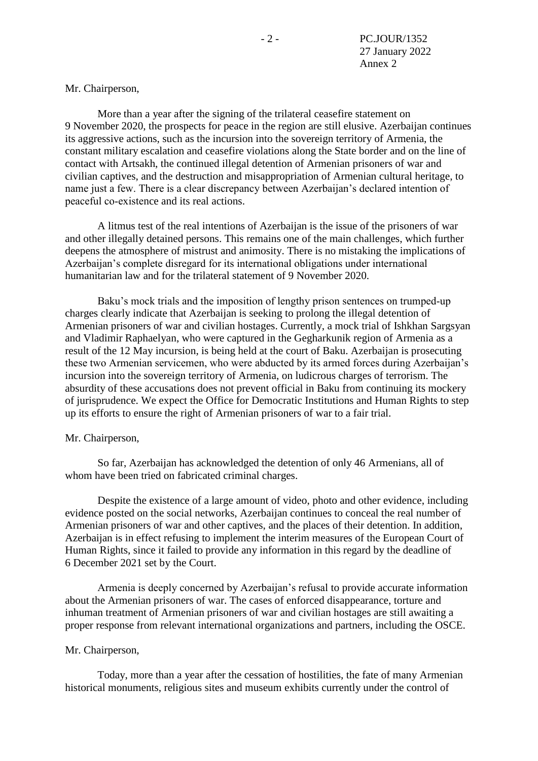Mr. Chairperson,

More than a year after the signing of the trilateral ceasefire statement on 9 November 2020, the prospects for peace in the region are still elusive. Azerbaijan continues its aggressive actions, such as the incursion into the sovereign territory of Armenia, the constant military escalation and ceasefire violations along the State border and on the line of contact with Artsakh, the continued illegal detention of Armenian prisoners of war and civilian captives, and the destruction and misappropriation of Armenian cultural heritage, to name just a few. There is a clear discrepancy between Azerbaijan's declared intention of peaceful co-existence and its real actions.

A litmus test of the real intentions of Azerbaijan is the issue of the prisoners of war and other illegally detained persons. This remains one of the main challenges, which further deepens the atmosphere of mistrust and animosity. There is no mistaking the implications of Azerbaijan's complete disregard for its international obligations under international humanitarian law and for the trilateral statement of 9 November 2020.

Baku's mock trials and the imposition of lengthy prison sentences on trumped-up charges clearly indicate that Azerbaijan is seeking to prolong the illegal detention of Armenian prisoners of war and civilian hostages. Currently, a mock trial of Ishkhan Sargsyan and Vladimir Raphaelyan, who were captured in the Gegharkunik region of Armenia as a result of the 12 May incursion, is being held at the court of Baku. Azerbaijan is prosecuting these two Armenian servicemen, who were abducted by its armed forces during Azerbaijan's incursion into the sovereign territory of Armenia, on ludicrous charges of terrorism. The absurdity of these accusations does not prevent official in Baku from continuing its mockery of jurisprudence. We expect the Office for Democratic Institutions and Human Rights to step up its efforts to ensure the right of Armenian prisoners of war to a fair trial.

Mr. Chairperson,

So far, Azerbaijan has acknowledged the detention of only 46 Armenians, all of whom have been tried on fabricated criminal charges.

Despite the existence of a large amount of video, photo and other evidence, including evidence posted on the social networks, Azerbaijan continues to conceal the real number of Armenian prisoners of war and other captives, and the places of their detention. In addition, Azerbaijan is in effect refusing to implement the interim measures of the European Court of Human Rights, since it failed to provide any information in this regard by the deadline of 6 December 2021 set by the Court.

Armenia is deeply concerned by Azerbaijan's refusal to provide accurate information about the Armenian prisoners of war. The cases of enforced disappearance, torture and inhuman treatment of Armenian prisoners of war and civilian hostages are still awaiting a proper response from relevant international organizations and partners, including the OSCE.

Mr. Chairperson,

Today, more than a year after the cessation of hostilities, the fate of many Armenian historical monuments, religious sites and museum exhibits currently under the control of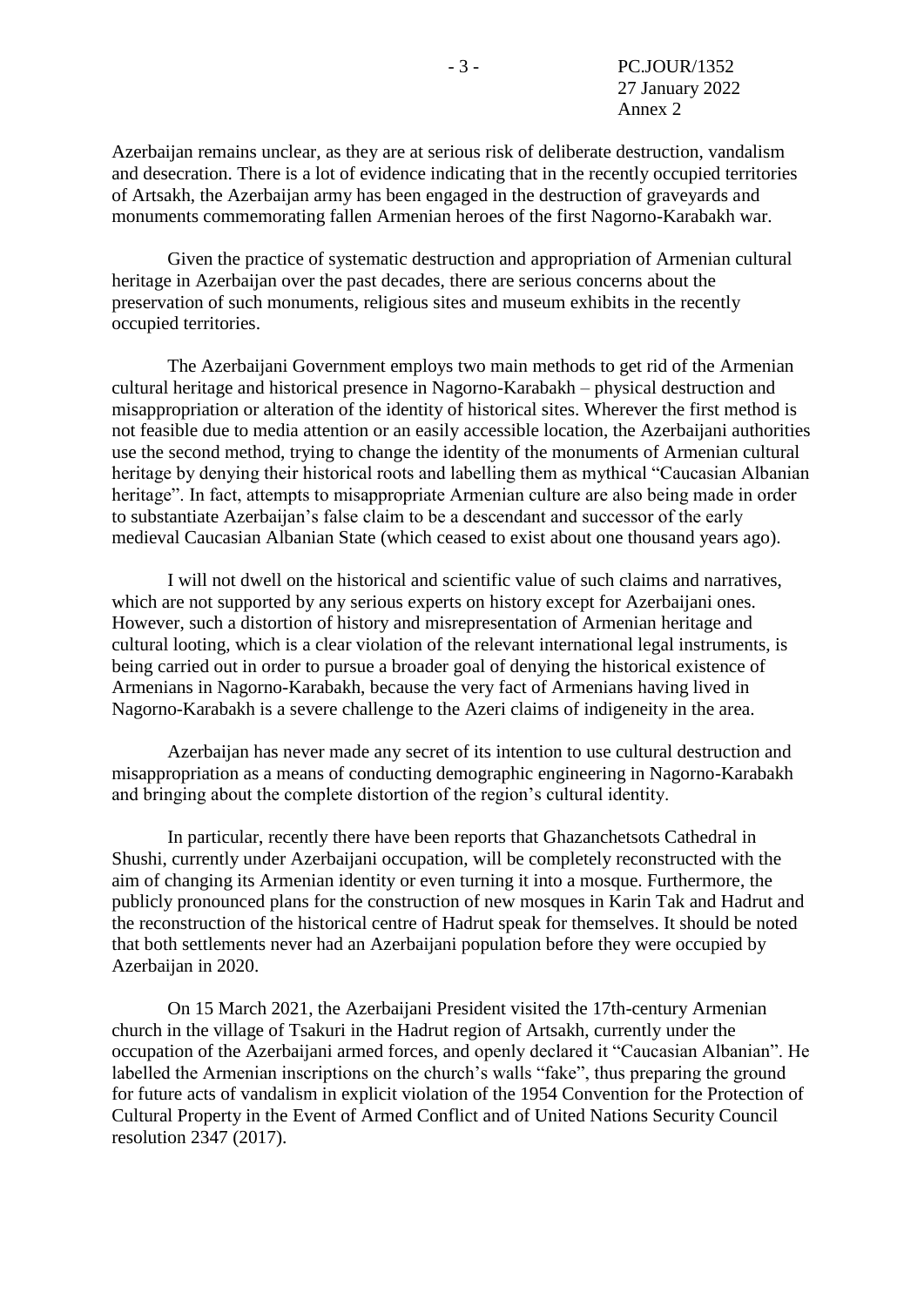Azerbaijan remains unclear, as they are at serious risk of deliberate destruction, vandalism and desecration. There is a lot of evidence indicating that in the recently occupied territories of Artsakh, the Azerbaijan army has been engaged in the destruction of graveyards and monuments commemorating fallen Armenian heroes of the first Nagorno-Karabakh war.

Given the practice of systematic destruction and appropriation of Armenian cultural heritage in Azerbaijan over the past decades, there are serious concerns about the preservation of such monuments, religious sites and museum exhibits in the recently occupied territories.

The Azerbaijani Government employs two main methods to get rid of the Armenian cultural heritage and historical presence in Nagorno-Karabakh – physical destruction and misappropriation or alteration of the identity of historical sites. Wherever the first method is not feasible due to media attention or an easily accessible location, the Azerbaijani authorities use the second method, trying to change the identity of the monuments of Armenian cultural heritage by denying their historical roots and labelling them as mythical "Caucasian Albanian heritage". In fact, attempts to misappropriate Armenian culture are also being made in order to substantiate Azerbaijan's false claim to be a descendant and successor of the early medieval Caucasian Albanian State (which ceased to exist about one thousand years ago).

I will not dwell on the historical and scientific value of such claims and narratives, which are not supported by any serious experts on history except for Azerbaijani ones. However, such a distortion of history and misrepresentation of Armenian heritage and cultural looting, which is a clear violation of the relevant international legal instruments, is being carried out in order to pursue a broader goal of denying the historical existence of Armenians in Nagorno-Karabakh, because the very fact of Armenians having lived in Nagorno-Karabakh is a severe challenge to the Azeri claims of indigeneity in the area.

Azerbaijan has never made any secret of its intention to use cultural destruction and misappropriation as a means of conducting demographic engineering in Nagorno-Karabakh and bringing about the complete distortion of the region's cultural identity.

In particular, recently there have been reports that Ghazanchetsots Cathedral in Shushi, currently under Azerbaijani occupation, will be completely reconstructed with the aim of changing its Armenian identity or even turning it into a mosque. Furthermore, the publicly pronounced plans for the construction of new mosques in Karin Tak and Hadrut and the reconstruction of the historical centre of Hadrut speak for themselves. It should be noted that both settlements never had an Azerbaijani population before they were occupied by Azerbaijan in 2020.

On 15 March 2021, the Azerbaijani President visited the 17th-century Armenian church in the village of Tsakuri in the Hadrut region of Artsakh, currently under the occupation of the Azerbaijani armed forces, and openly declared it "Caucasian Albanian". He labelled the Armenian inscriptions on the church's walls "fake", thus preparing the ground for future acts of vandalism in explicit violation of the 1954 Convention for the Protection of Cultural Property in the Event of Armed Conflict and of United Nations Security Council resolution 2347 (2017).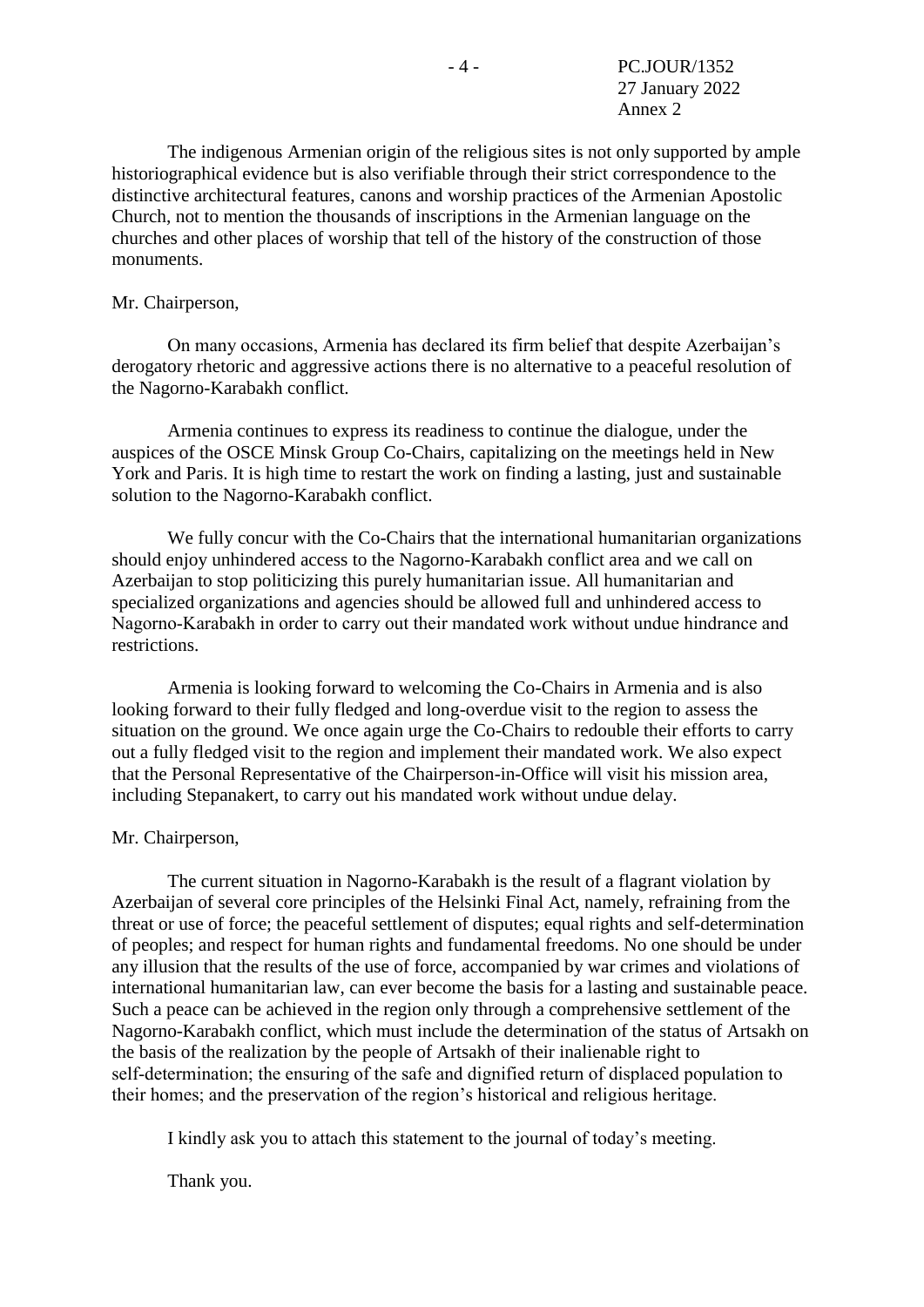The indigenous Armenian origin of the religious sites is not only supported by ample historiographical evidence but is also verifiable through their strict correspondence to the distinctive architectural features, canons and worship practices of the Armenian Apostolic Church, not to mention the thousands of inscriptions in the Armenian language on the churches and other places of worship that tell of the history of the construction of those monuments.

Mr. Chairperson,

On many occasions, Armenia has declared its firm belief that despite Azerbaijan's derogatory rhetoric and aggressive actions there is no alternative to a peaceful resolution of the Nagorno-Karabakh conflict.

Armenia continues to express its readiness to continue the dialogue, under the auspices of the OSCE Minsk Group Co-Chairs, capitalizing on the meetings held in New York and Paris. It is high time to restart the work on finding a lasting, just and sustainable solution to the Nagorno-Karabakh conflict.

We fully concur with the Co-Chairs that the international humanitarian organizations should enjoy unhindered access to the Nagorno-Karabakh conflict area and we call on Azerbaijan to stop politicizing this purely humanitarian issue. All humanitarian and specialized organizations and agencies should be allowed full and unhindered access to Nagorno-Karabakh in order to carry out their mandated work without undue hindrance and restrictions.

Armenia is looking forward to welcoming the Co-Chairs in Armenia and is also looking forward to their fully fledged and long-overdue visit to the region to assess the situation on the ground. We once again urge the Co-Chairs to redouble their efforts to carry out a fully fledged visit to the region and implement their mandated work. We also expect that the Personal Representative of the Chairperson-in-Office will visit his mission area, including Stepanakert, to carry out his mandated work without undue delay.

Mr. Chairperson,

The current situation in Nagorno-Karabakh is the result of a flagrant violation by Azerbaijan of several core principles of the Helsinki Final Act, namely, refraining from the threat or use of force; the peaceful settlement of disputes; equal rights and self-determination of peoples; and respect for human rights and fundamental freedoms. No one should be under any illusion that the results of the use of force, accompanied by war crimes and violations of international humanitarian law, can ever become the basis for a lasting and sustainable peace. Such a peace can be achieved in the region only through a comprehensive settlement of the Nagorno-Karabakh conflict, which must include the determination of the status of Artsakh on the basis of the realization by the people of Artsakh of their inalienable right to self-determination; the ensuring of the safe and dignified return of displaced population to their homes; and the preservation of the region's historical and religious heritage.

I kindly ask you to attach this statement to the journal of today's meeting.

Thank you.